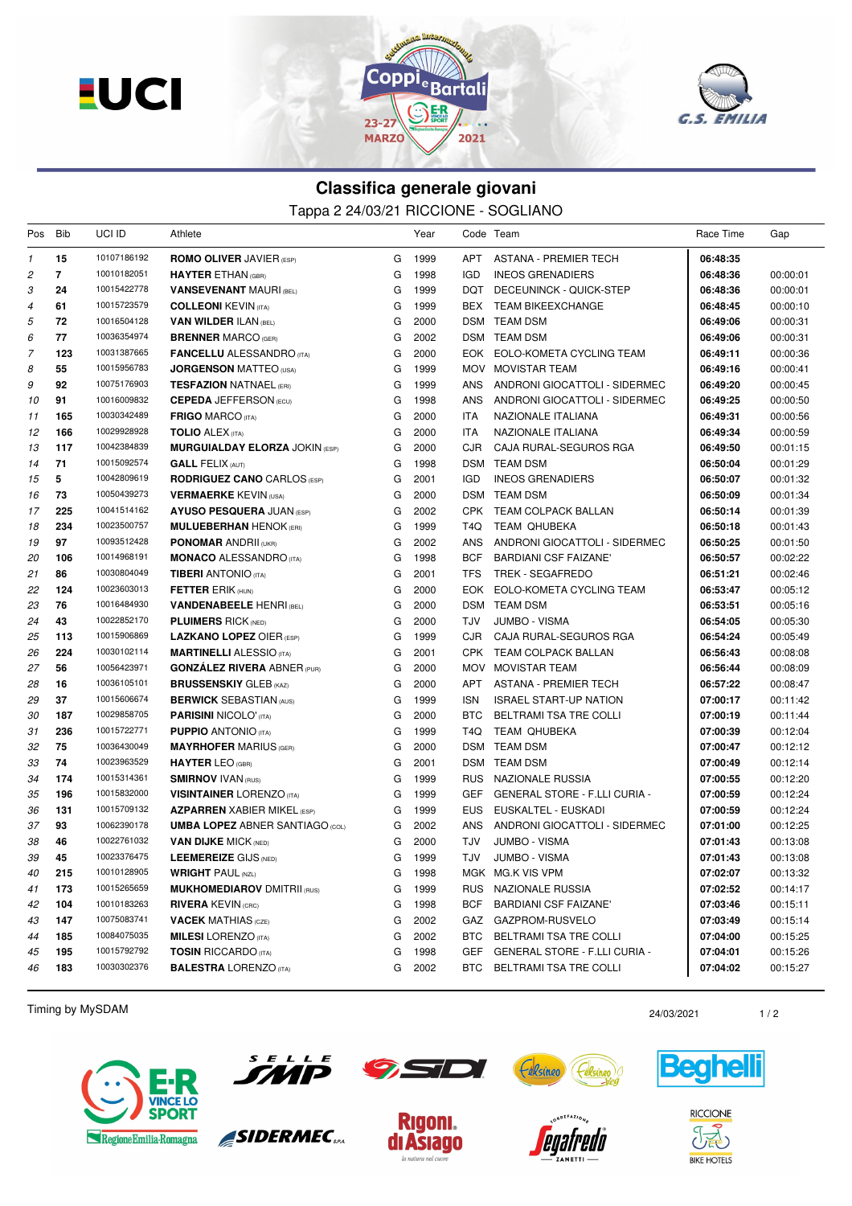# Classifica generale giovani

Tappa 2 24/03/21 RICCIONE - SOGLIANO

| Pos | Bib | UCI ID | Athlete | | Year | Code | Team | Race Time | Gap |
|---|---|---|---|---|---|---|---|---|---|
| 1 | 15 | 10107186192 | **ROMO OLIVER** JAVIER (ESP) | G | 1999 | APT | ASTANA - PREMIER TECH | **06:48:35** | |
| 2 | 7 | 10010182051 | **HAYTER** ETHAN (GBR) | G | 1998 | IGD | INEOS GRENADIERS | **06:48:36** | 00:00:01 |
| 3 | 24 | 10015422778 | **VANSEVENANT** MAURI (BEL) | G | 1999 | DQT | DECEUNINCK - QUICK-STEP | **06:48:36** | 00:00:01 |
| 4 | 61 | 10015723579 | **COLLEONI** KEVIN (ITA) | G | 1999 | BEX | TEAM BIKEEXCHANGE | **06:48:45** | 00:00:10 |
| 5 | 72 | 10016504128 | **VAN WILDER** ILAN (BEL) | G | 2000 | DSM | TEAM DSM | **06:49:06** | 00:00:31 |
| 6 | 77 | 10036354974 | **BRENNER** MARCO (GER) | G | 2002 | DSM | TEAM DSM | **06:49:06** | 00:00:31 |
| 7 | 123 | 10031387665 | **FANCELLU** ALESSANDRO (ITA) | G | 2000 | EOK | EOLO-KOMETA CYCLING TEAM | **06:49:11** | 00:00:36 |
| 8 | 55 | 10015956783 | **JORGENSON** MATTEO (USA) | G | 1999 | MOV | MOVISTAR TEAM | **06:49:16** | 00:00:41 |
| 9 | 92 | 10075176903 | **TESFAZION** NATNAEL (ERI) | G | 1999 | ANS | ANDRONI GIOCATTOLI - SIDERMEC | **06:49:20** | 00:00:45 |
| 10 | 91 | 10016009832 | **CEPEDA** JEFFERSON (ECU) | G | 1998 | ANS | ANDRONI GIOCATTOLI - SIDERMEC | **06:49:25** | 00:00:50 |
| 11 | 165 | 10030342489 | **FRIGO** MARCO (ITA) | G | 2000 | ITA | NAZIONALE ITALIANA | **06:49:31** | 00:00:56 |
| 12 | 166 | 10029928928 | **TOLIO** ALEX (ITA) | G | 2000 | ITA | NAZIONALE ITALIANA | **06:49:34** | 00:00:59 |
| 13 | 117 | 10042384839 | **MURGUIALDAY ELORZA** JOKIN (ESP) | G | 2000 | CJR | CAJA RURAL-SEGUROS RGA | **06:49:50** | 00:01:15 |
| 14 | 71 | 10015092574 | **GALL** FELIX (AUT) | G | 1998 | DSM | TEAM DSM | **06:50:04** | 00:01:29 |
| 15 | 5 | 10042809619 | **RODRIGUEZ CANO** CARLOS (ESP) | G | 2001 | IGD | INEOS GRENADIERS | **06:50:07** | 00:01:32 |
| 16 | 73 | 10050439273 | **VERMAERKE** KEVIN (USA) | G | 2000 | DSM | TEAM DSM | **06:50:09** | 00:01:34 |
| 17 | 225 | 10041514162 | **AYUSO PESQUERA** JUAN (ESP) | G | 2002 | CPK | TEAM COLPACK BALLAN | **06:50:14** | 00:01:39 |
| 18 | 234 | 10023500757 | **MULUEBERHAN** HENOK (ERI) | G | 1999 | T4Q | TEAM QHUBEKA | **06:50:18** | 00:01:43 |
| 19 | 97 | 10093512428 | **PONOMAR** ANDRII (UKR) | G | 2002 | ANS | ANDRONI GIOCATTOLI - SIDERMEC | **06:50:25** | 00:01:50 |
| 20 | 106 | 10014968191 | **MONACO** ALESSANDRO (ITA) | G | 1998 | BCF | BARDIANI CSF FAIZANE' | **06:50:57** | 00:02:22 |
| 21 | 86 | 10030804049 | **TIBERI** ANTONIO (ITA) | G | 2001 | TFS | TREK - SEGAFREDO | **06:51:21** | 00:02:46 |
| 22 | 124 | 10023603013 | **FETTER** ERIK (HUN) | G | 2000 | EOK | EOLO-KOMETA CYCLING TEAM | **06:53:47** | 00:05:12 |
| 23 | 76 | 10016484930 | **VANDENABEELE** HENRI (BEL) | G | 2000 | DSM | TEAM DSM | **06:53:51** | 00:05:16 |
| 24 | 43 | 10022852170 | **PLUIMERS** RICK (NED) | G | 2000 | TJV | JUMBO - VISMA | **06:54:05** | 00:05:30 |
| 25 | 113 | 10015906869 | **LAZKANO LOPEZ** OIER (ESP) | G | 1999 | CJR | CAJA RURAL-SEGUROS RGA | **06:54:24** | 00:05:49 |
| 26 | 224 | 10030102114 | **MARTINELLI** ALESSIO (ITA) | G | 2001 | CPK | TEAM COLPACK BALLAN | **06:56:43** | 00:08:08 |
| 27 | 56 | 10056423971 | **GONZÁLEZ RIVERA** ABNER (PUR) | G | 2000 | MOV | MOVISTAR TEAM | **06:56:44** | 00:08:09 |
| 28 | 16 | 10036105101 | **BRUSSENSKIY** GLEB (KAZ) | G | 2000 | APT | ASTANA - PREMIER TECH | **06:57:22** | 00:08:47 |
| 29 | 37 | 10015606674 | **BERWICK** SEBASTIAN (AUS) | G | 1999 | ISN | ISRAEL START-UP NATION | **07:00:17** | 00:11:42 |
| 30 | 187 | 10029858705 | **PARISINI** NICOLO' (ITA) | G | 2000 | BTC | BELTRAMI TSA TRE COLLI | **07:00:19** | 00:11:44 |
| 31 | 236 | 10015722771 | **PUPPIO** ANTONIO (ITA) | G | 1999 | T4Q | TEAM QHUBEKA | **07:00:39** | 00:12:04 |
| 32 | 75 | 10036430049 | **MAYRHOFER** MARIUS (GER) | G | 2000 | DSM | TEAM DSM | **07:00:47** | 00:12:12 |
| 33 | 74 | 10023963529 | **HAYTER** LEO (GBR) | G | 2001 | DSM | TEAM DSM | **07:00:49** | 00:12:14 |
| 34 | 174 | 10015314361 | **SMIRNOV** IVAN (RUS) | G | 1999 | RUS | NAZIONALE RUSSIA | **07:00:55** | 00:12:20 |
| 35 | 196 | 10015832000 | **VISINTAINER** LORENZO (ITA) | G | 1999 | GEF | GENERAL STORE - F.LLI CURIA - | **07:00:59** | 00:12:24 |
| 36 | 131 | 10015709132 | **AZPARREN** XABIER MIKEL (ESP) | G | 1999 | EUS | EUSKALTEL - EUSKADI | **07:00:59** | 00:12:24 |
| 37 | 93 | 10062390178 | **UMBA LOPEZ** ABNER SANTIAGO (COL) | G | 2002 | ANS | ANDRONI GIOCATTOLI - SIDERMEC | **07:01:00** | 00:12:25 |
| 38 | 46 | 10022761032 | **VAN DIJKE** MICK (NED) | G | 2000 | TJV | JUMBO - VISMA | **07:01:43** | 00:13:08 |
| 39 | 45 | 10023376475 | **LEEMEREIZE** GIJS (NED) | G | 1999 | TJV | JUMBO - VISMA | **07:01:43** | 00:13:08 |
| 40 | 215 | 10010128905 | **WRIGHT** PAUL (NZL) | G | 1998 | MGK | MG.K VIS VPM | **07:02:07** | 00:13:32 |
| 41 | 173 | 10015265659 | **MUKHOMEDIAROV** DMITRII (RUS) | G | 1999 | RUS | NAZIONALE RUSSIA | **07:02:52** | 00:14:17 |
| 42 | 104 | 10010183263 | **RIVERA** KEVIN (CRC) | G | 1998 | BCF | BARDIANI CSF FAIZANE' | **07:03:46** | 00:15:11 |
| 43 | 147 | 10075083741 | **VACEK** MATHIAS (CZE) | G | 2002 | GAZ | GAZPROM-RUSVELO | **07:03:49** | 00:15:14 |
| 44 | 185 | 10084075035 | **MILESI** LORENZO (ITA) | G | 2002 | BTC | BELTRAMI TSA TRE COLLI | **07:04:00** | 00:15:25 |
| 45 | 195 | 10015792792 | **TOSIN** RICCARDO (ITA) | G | 1998 | GEF | GENERAL STORE - F.LLI CURIA - | **07:04:01** | 00:15:26 |
| 46 | 183 | 10030302376 | **BALESTRA** LORENZO (ITA) | G | 2002 | BTC | BELTRAMI TSA TRE COLLI | **07:04:02** | 00:15:27 |

Timing by MySDAM

24/03/2021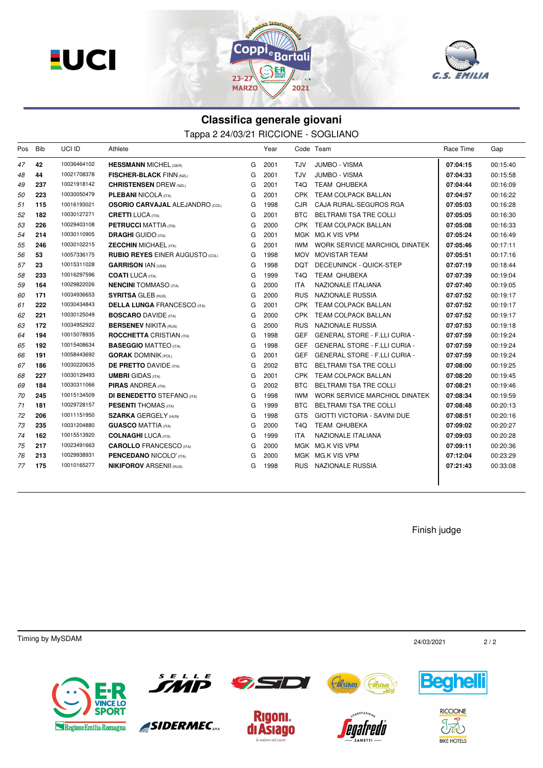## Classifica generale giovani

Tappa 2 24/03/21 RICCIONE - SOGLIANO

| Pos | Bib | UCI ID | Athlete | | Year | Code | Team | Race Time | Gap |
|---|---|---|---|---|---|---|---|---|---|
| 47 | 42 | 10036464102 | **HESSMANN** MICHEL (GER) | G | 2001 | TJV | JUMBO - VISMA | **07:04:15** | 00:15:40 |
| 48 | 44 | 10021708378 | **FISCHER-BLACK** FINN (NZL) | G | 2001 | TJV | JUMBO - VISMA | **07:04:33** | 00:15:58 |
| 49 | 237 | 10021918142 | **CHRISTENSEN** DREW (NZL) | G | 2001 | T4Q | TEAM QHUBEKA | **07:04:44** | 00:16:09 |
| 50 | 223 | 10030050479 | **PLEBANI** NICOLA (ITA) | G | 2001 | CPK | TEAM COLPACK BALLAN | **07:04:57** | 00:16:22 |
| 51 | 115 | 10016193021 | **OSORIO CARVAJAL** ALEJANDRO (COL) | G | 1998 | CJR | CAJA RURAL-SEGUROS RGA | **07:05:03** | 00:16:28 |
| 52 | 182 | 10030127271 | **CRETTI** LUCA (ITA) | G | 2001 | BTC | BELTRAMI TSA TRE COLLI | **07:05:05** | 00:16:30 |
| 53 | 226 | 10029403108 | **PETRUCCI** MATTIA (ITA) | G | 2000 | CPK | TEAM COLPACK BALLAN | **07:05:08** | 00:16:33 |
| 54 | 214 | 10030110905 | **DRAGHI** GUIDO (ITA) | G | 2001 | MGK | MG.K VIS VPM | **07:05:24** | 00:16:49 |
| 55 | 246 | 10030102215 | **ZECCHIN** MICHAEL (ITA) | G | 2001 | IWM | WORK SERVICE MARCHIOL DINATEK | **07:05:46** | 00:17:11 |
| 56 | 53 | 10057336175 | **RUBIO REYES** EINER AUGUSTO (COL) | G | 1998 | MOV | MOVISTAR TEAM | **07:05:51** | 00:17:16 |
| 57 | 23 | 10015311028 | **GARRISON** IAN (USA) | G | 1998 | DQT | DECEUNINCK - QUICK-STEP | **07:07:19** | 00:18:44 |
| 58 | 233 | 10016297596 | **COATI** LUCA (ITA) | G | 1999 | T4Q | TEAM QHUBEKA | **07:07:39** | 00:19:04 |
| 59 | 164 | 10029822026 | **NENCINI** TOMMASO (ITA) | G | 2000 | ITA | NAZIONALE ITALIANA | **07:07:40** | 00:19:05 |
| 60 | 171 | 10034936653 | **SYRITSA** GLEB (RUS) | G | 2000 | RUS | NAZIONALE RUSSIA | **07:07:52** | 00:19:17 |
| 61 | 222 | 10030434843 | **DELLA LUNGA** FRANCESCO (ITA) | G | 2001 | CPK | TEAM COLPACK BALLAN | **07:07:52** | 00:19:17 |
| 62 | 221 | 10030125049 | **BOSCARO** DAVIDE (ITA) | G | 2000 | CPK | TEAM COLPACK BALLAN | **07:07:52** | 00:19:17 |
| 63 | 172 | 10034952922 | **BERSENEV** NIKITA (RUS) | G | 2000 | RUS | NAZIONALE RUSSIA | **07:07:53** | 00:19:18 |
| 64 | 194 | 10015078935 | **ROCCHETTA** CRISTIAN (ITA) | G | 1998 | GEF | GENERAL STORE - F.LLI CURIA - | **07:07:59** | 00:19:24 |
| 65 | 192 | 10015408634 | **BASEGGIO** MATTEO (ITA) | G | 1998 | GEF | GENERAL STORE - F.LLI CURIA - | **07:07:59** | 00:19:24 |
| 66 | 191 | 10058443692 | **GORAK** DOMINIK (POL) | G | 2001 | GEF | GENERAL STORE - F.LLI CURIA - | **07:07:59** | 00:19:24 |
| 67 | 186 | 10030220635 | **DE PRETTO** DAVIDE (ITA) | G | 2002 | BTC | BELTRAMI TSA TRE COLLI | **07:08:00** | 00:19:25 |
| 68 | 227 | 10030129493 | **UMBRI** GIDAS (ITA) | G | 2001 | CPK | TEAM COLPACK BALLAN | **07:08:20** | 00:19:45 |
| 69 | 184 | 10030311066 | **PIRAS** ANDREA (ITA) | G | 2002 | BTC | BELTRAMI TSA TRE COLLI | **07:08:21** | 00:19:46 |
| 70 | 245 | 10015134509 | **DI BENEDETTO** STEFANO (ITA) | G | 1998 | IWM | WORK SERVICE MARCHIOL DINATEK | **07:08:34** | 00:19:59 |
| 71 | 181 | 10029728157 | **PESENTI** THOMAS (ITA) | G | 1999 | BTC | BELTRAMI TSA TRE COLLI | **07:08:48** | 00:20:13 |
| 72 | 206 | 10011151950 | **SZARKA** GERGELY (HUN) | G | 1998 | GTS | GIOTTI VICTORIA - SAVINI DUE | **07:08:51** | 00:20:16 |
| 73 | 235 | 10031204880 | **GUASCO** MATTIA (ITA) | G | 2000 | T4Q | TEAM QHUBEKA | **07:09:02** | 00:20:27 |
| 74 | 162 | 10015513920 | **COLNAGHI** LUCA (ITA) | G | 1999 | ITA | NAZIONALE ITALIANA | **07:09:03** | 00:20:28 |
| 75 | 217 | 10023491663 | **CAROLLO** FRANCESCO (ITA) | G | 2000 | MGK | MG.K VIS VPM | **07:09:11** | 00:20:36 |
| 76 | 213 | 10029938931 | **PENCEDANO** NICOLO' (ITA) | G | 2000 | MGK | MG.K VIS VPM | **07:12:04** | 00:23:29 |
| 77 | 175 | 10010165277 | **NIKIFOROV** ARSENII (RUS) | G | 1998 | RUS | NAZIONALE RUSSIA | **07:21:43** | 00:33:08 |

Finish judge

Timing by MySDAM

24/03/2021